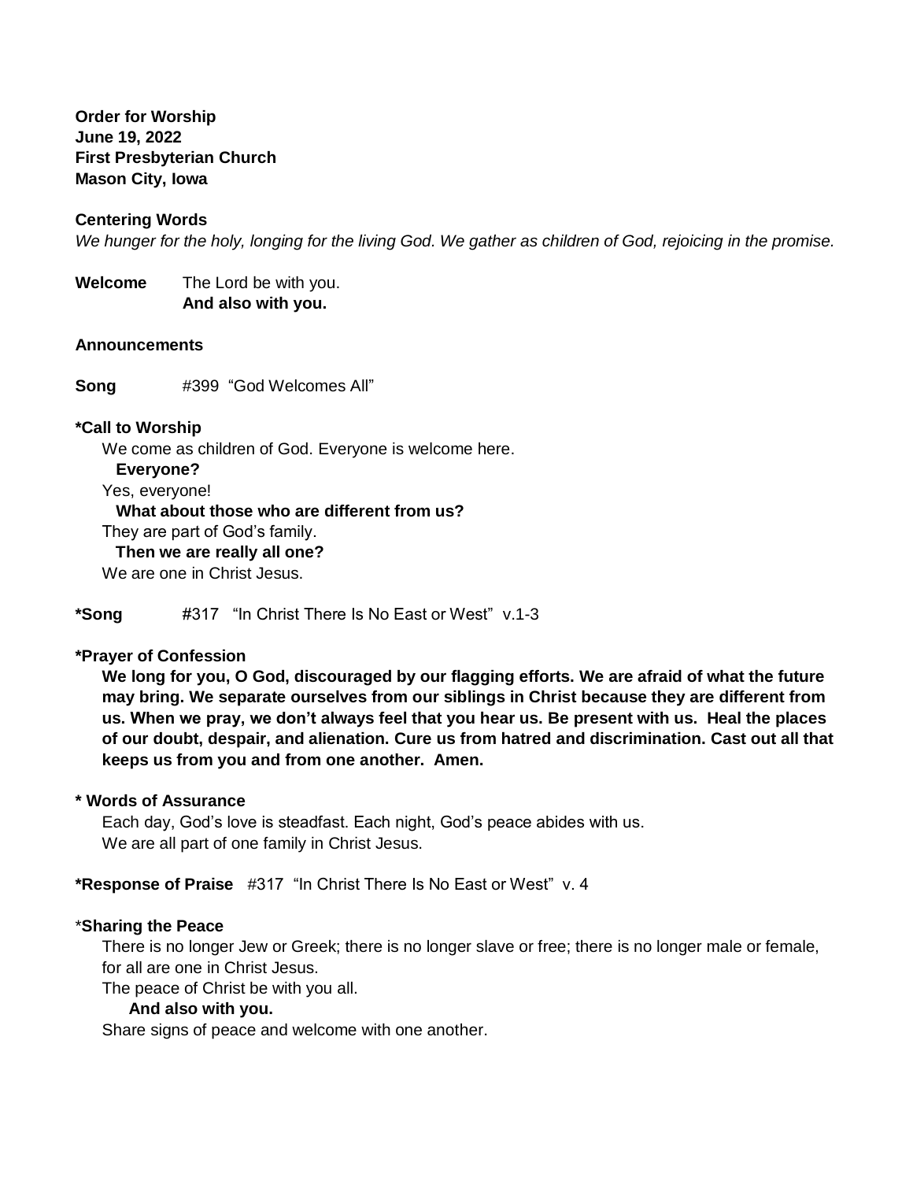**Order for Worship**
**June 19, 2022**
**First Presbyterian Church**
**Mason City, Iowa**

**Centering Words**

*We hunger for the holy, longing for the living God. We gather as children of God, rejoicing in the promise.*

**Welcome** The Lord be with you.
**And also with you.**

**Announcements**

**Song** #399 "God Welcomes All"

**\*Call to Worship**

We come as children of God. Everyone is welcome here.
**Everyone?**
Yes, everyone!
**What about those who are different from us?**
They are part of God's family.
**Then we are really all one?**
We are one in Christ Jesus.

**\*Song** #317 "In Christ There Is No East or West" v.1-3

**\*Prayer of Confession**

**We long for you, O God, discouraged by our flagging efforts. We are afraid of what the future may bring. We separate ourselves from our siblings in Christ because they are different from us. When we pray, we don't always feel that you hear us. Be present with us. Heal the places of our doubt, despair, and alienation. Cure us from hatred and discrimination. Cast out all that keeps us from you and from one another. Amen.**

**\* Words of Assurance**

Each day, God's love is steadfast. Each night, God's peace abides with us.
We are all part of one family in Christ Jesus.

**\*Response of Praise** #317 "In Christ There Is No East or West" v. 4

\***Sharing the Peace**

There is no longer Jew or Greek; there is no longer slave or free; there is no longer male or female, for all are one in Christ Jesus.
The peace of Christ be with you all.
**And also with you.**
Share signs of peace and welcome with one another.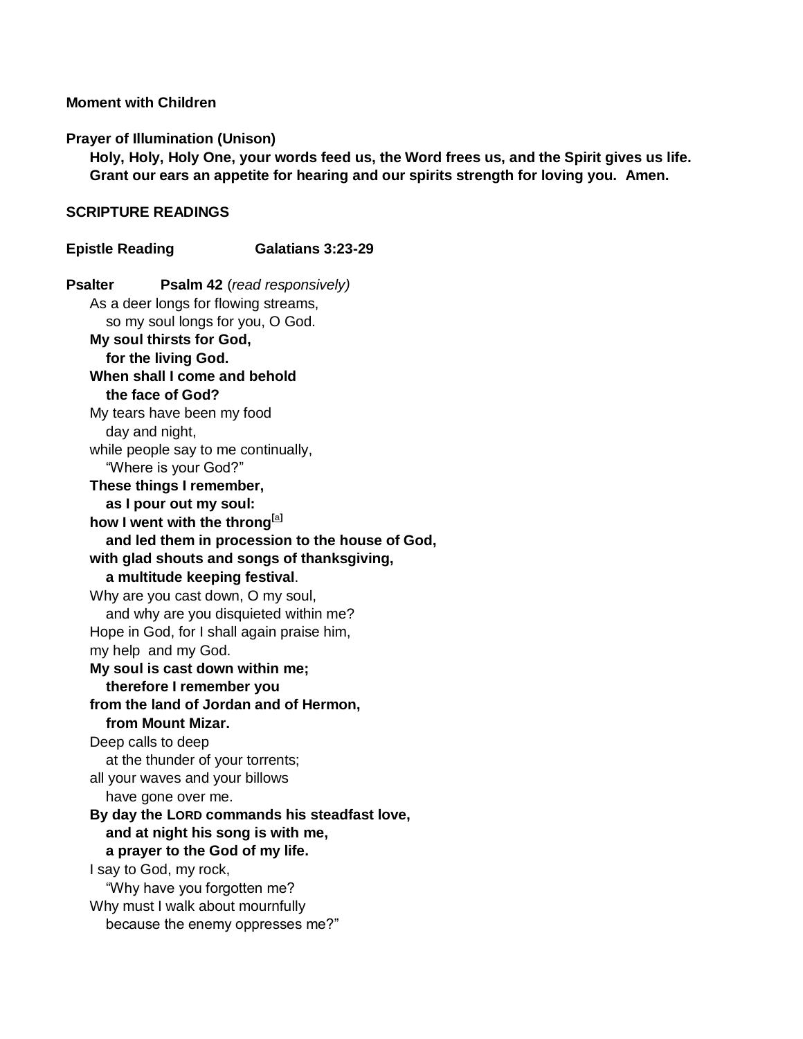**Moment with Children**

**Prayer of Illumination (Unison)**

**Holy, Holy, Holy One, your words feed us, the Word frees us, and the Spirit gives us life. Grant our ears an appetite for hearing and our spirits strength for loving you.  Amen.**

**SCRIPTURE READINGS**

**Epistle Reading  Galatians 3:23-29**

**Psalter  Psalm 42** (*read responsively)*

As a deer longs for flowing streams,
  so my soul longs for you, O God.
**My soul thirsts for God,**
  **for the living God.**
**When shall I come and behold**
  **the face of God?**
My tears have been my food
  day and night,
while people say to me continually,
  "Where is your God?"
**These things I remember,**
  **as I pour out my soul:**
**how I went with the throng[a]**
  **and led them in procession to the house of God,**
**with glad shouts and songs of thanksgiving,**
  **a multitude keeping festival**.
Why are you cast down, O my soul,
  and why are you disquieted within me?
Hope in God, for I shall again praise him,
my help and my God.
**My soul is cast down within me;**
  **therefore I remember you**
**from the land of Jordan and of Hermon,**
  **from Mount Mizar.**
Deep calls to deep
  at the thunder of your torrents;
all your waves and your billows
  have gone over me.
**By day the LORD commands his steadfast love,**
  **and at night his song is with me,**
  **a prayer to the God of my life.**
I say to God, my rock,
  "Why have you forgotten me?
Why must I walk about mournfully
  because the enemy oppresses me?"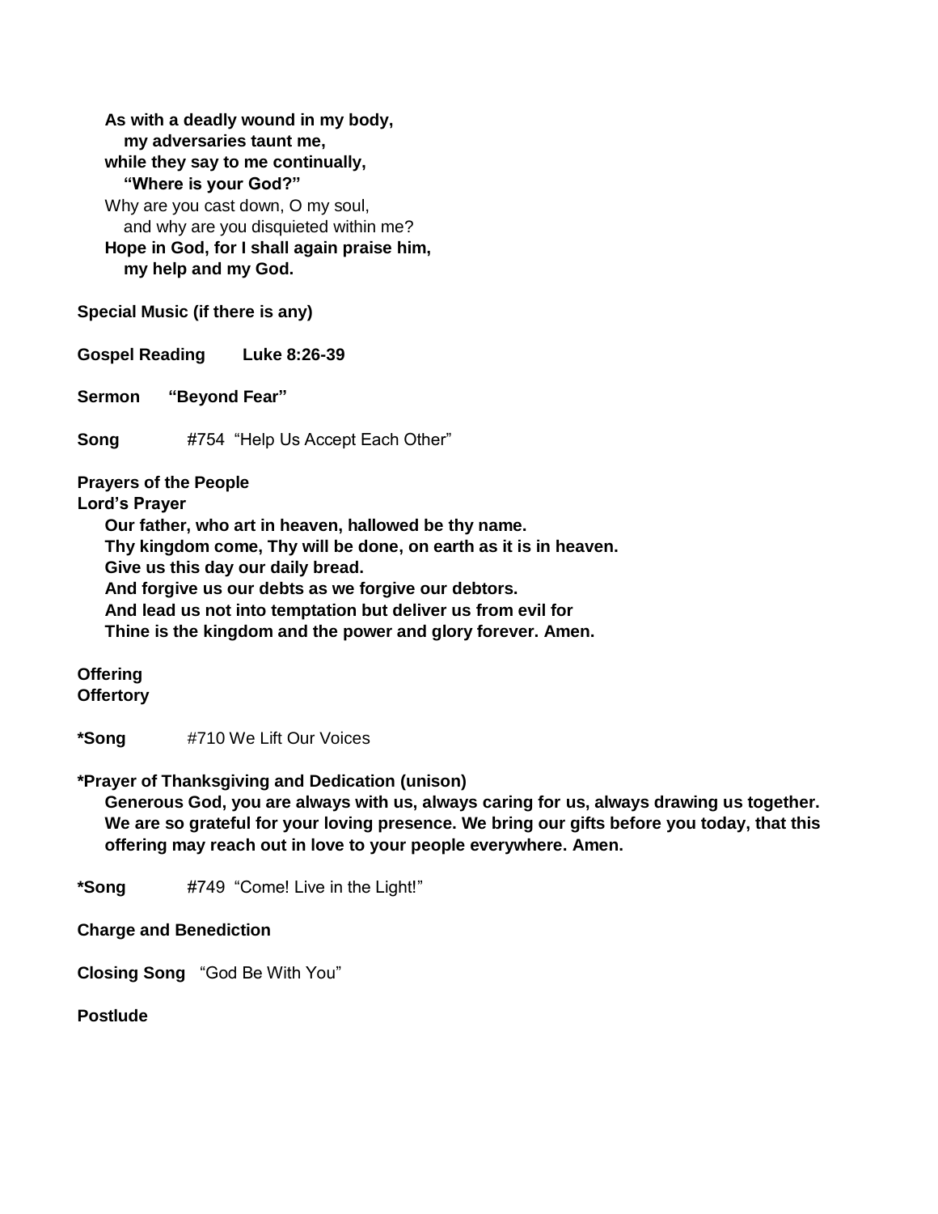**As with a deadly wound in my body,**
**my adversaries taunt me,**
**while they say to me continually,**
**"Where is your God?"**
Why are you cast down, O my soul,
and why are you disquieted within me?
**Hope in God, for I shall again praise him,**
**my help and my God.**

**Special Music (if there is any)**

**Gospel Reading** **Luke 8:26-39**

**Sermon** **"Beyond Fear"**

**Song** #754 "Help Us Accept Each Other"

**Prayers of the People**
**Lord's Prayer**
**Our father, who art in heaven, hallowed be thy name.**
**Thy kingdom come, Thy will be done, on earth as it is in heaven.**
**Give us this day our daily bread.**
**And forgive us our debts as we forgive our debtors.**
**And lead us not into temptation but deliver us from evil for**
**Thine is the kingdom and the power and glory forever. Amen.**

**Offering**
**Offertory**

**\*Song** #710 We Lift Our Voices

**\*Prayer of Thanksgiving and Dedication (unison)**
**Generous God, you are always with us, always caring for us, always drawing us together. We are so grateful for your loving presence. We bring our gifts before you today, that this offering may reach out in love to your people everywhere. Amen.**

**\*Song** #749 "Come! Live in the Light!"

**Charge and Benediction**

**Closing Song** "God Be With You"

**Postlude**